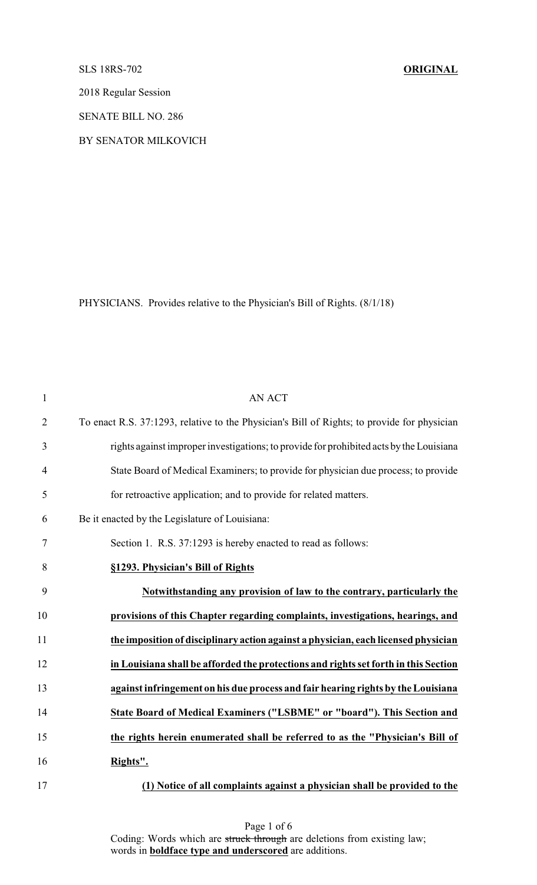SLS 18RS-702 **ORIGINAL**

2018 Regular Session

SENATE BILL NO. 286

BY SENATOR MILKOVICH

PHYSICIANS. Provides relative to the Physician's Bill of Rights. (8/1/18)

AN ACT

To enact R.S. 37:1293, relative to the Physician's Bill of Rights; to provide for physician rights against improper investigations; to provide for prohibited acts by the Louisiana State Board of Medical Examiners; to provide for physician due process; to provide for retroactive application; and to provide for related matters.

Be it enacted by the Legislature of Louisiana:

Section 1. R.S. 37:1293 is hereby enacted to read as follows:

**§1293. Physician's Bill of Rights**

**Notwithstanding any provision of law to the contrary, particularly the provisions of this Chapter regarding complaints, investigations, hearings, and the imposition of disciplinary action against a physician, each licensed physician in Louisiana shall be afforded the protections and rights set forth in this Section against infringement on his due process and fair hearing rights by the Louisiana State Board of Medical Examiners ("LSBME" or "board"). This Section and the rights herein enumerated shall be referred to as the "Physician's Bill of Rights".**

**(1) Notice of all complaints against a physician shall be provided to the**

Coding: Words which are ~~struck through~~ are deletions from existing law; words in **boldface type and underscored** are additions.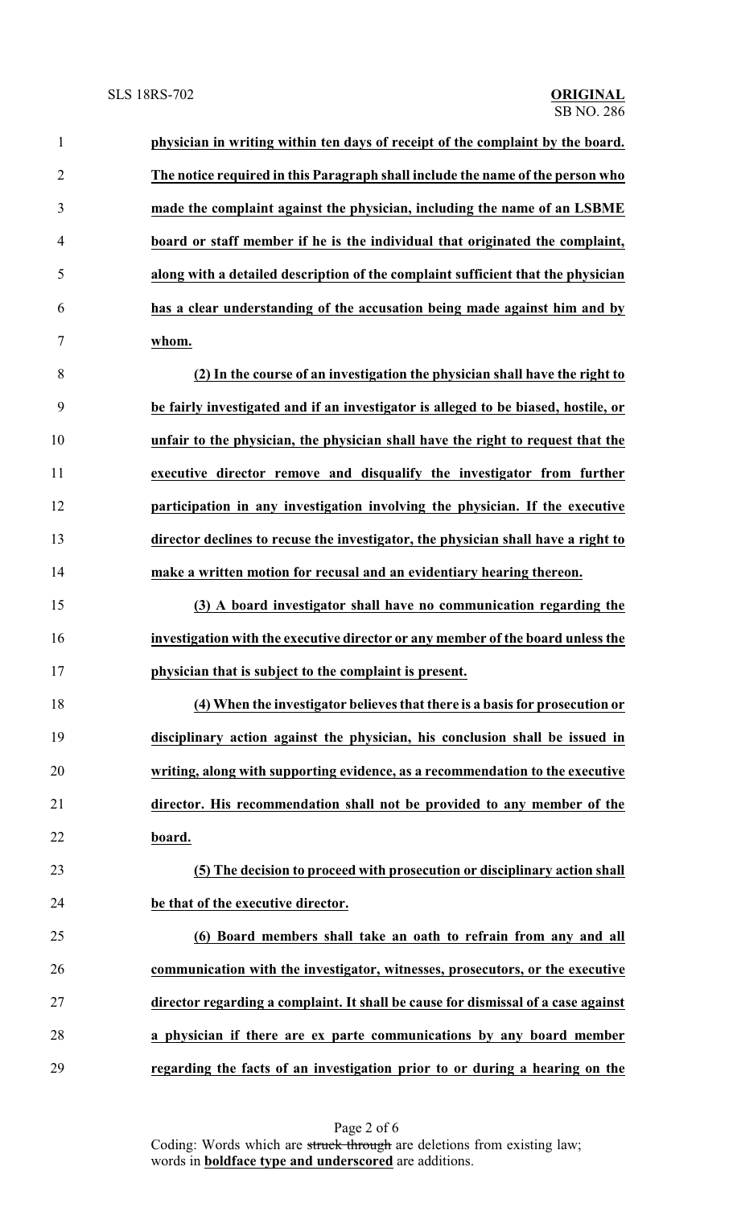**physician in writing within ten days of receipt of the complaint by the board. The notice required in this Paragraph shall include the name of the person who made the complaint against the physician, including the name of an LSBME board or staff member if he is the individual that originated the complaint, along with a detailed description of the complaint sufficient that the physician has a clear understanding of the accusation being made against him and by whom.**

**(2) In the course of an investigation the physician shall have the right to be fairly investigated and if an investigator is alleged to be biased, hostile, or unfair to the physician, the physician shall have the right to request that the executive director remove and disqualify the investigator from further participation in any investigation involving the physician. If the executive director declines to recuse the investigator, the physician shall have a right to make a written motion for recusal and an evidentiary hearing thereon.**

**(3) A board investigator shall have no communication regarding the investigation with the executive director or any member of the board unless the physician that is subject to the complaint is present.**

**(4) When the investigator believes that there is a basis for prosecution or disciplinary action against the physician, his conclusion shall be issued in writing, along with supporting evidence, as a recommendation to the executive director. His recommendation shall not be provided to any member of the board.**

**(5) The decision to proceed with prosecution or disciplinary action shall be that of the executive director.**

**(6) Board members shall take an oath to refrain from any and all communication with the investigator, witnesses, prosecutors, or the executive director regarding a complaint. It shall be cause for dismissal of a case against a physician if there are ex parte communications by any board member regarding the facts of an investigation prior to or during a hearing on the**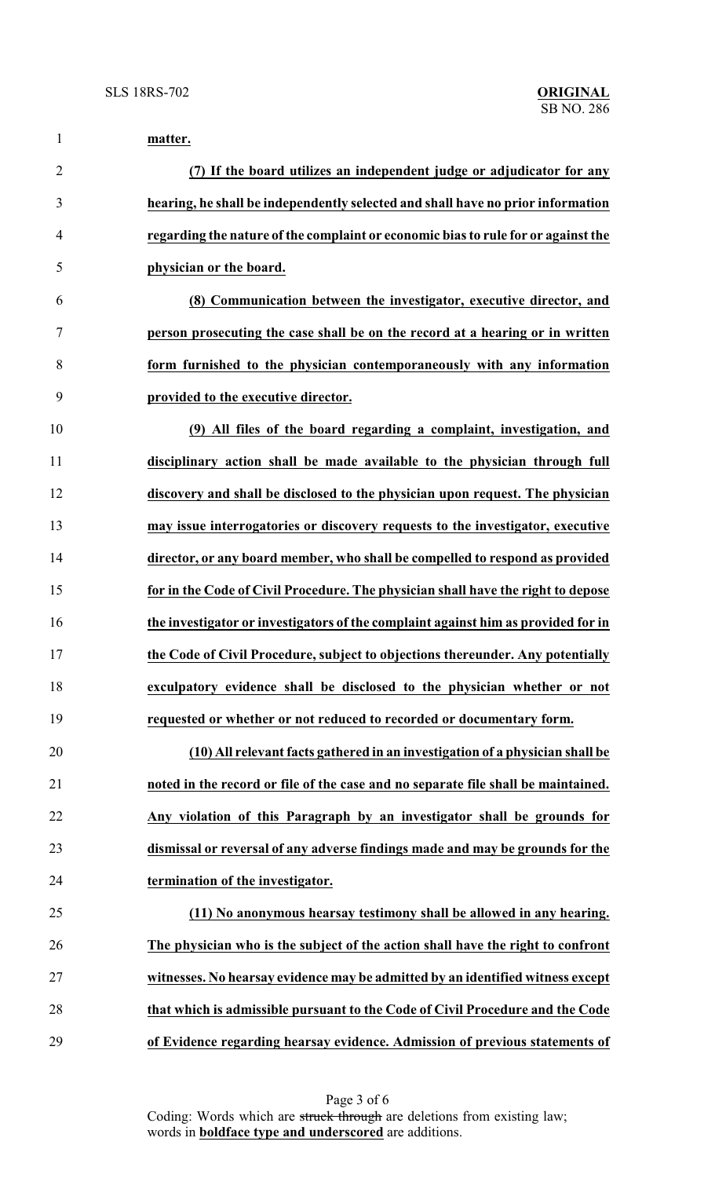**matter.**

**(7) If the board utilizes an independent judge or adjudicator for any hearing, he shall be independently selected and shall have no prior information regarding the nature of the complaint or economic bias to rule for or against the physician or the board.**

**(8) Communication between the investigator, executive director, and person prosecuting the case shall be on the record at a hearing or in written form furnished to the physician contemporaneously with any information provided to the executive director.**

**(9) All files of the board regarding a complaint, investigation, and disciplinary action shall be made available to the physician through full discovery and shall be disclosed to the physician upon request. The physician may issue interrogatories or discovery requests to the investigator, executive director, or any board member, who shall be compelled to respond as provided for in the Code of Civil Procedure. The physician shall have the right to depose the investigator or investigators of the complaint against him as provided for in the Code of Civil Procedure, subject to objections thereunder. Any potentially exculpatory evidence shall be disclosed to the physician whether or not requested or whether or not reduced to recorded or documentary form.**

**(10) All relevant facts gathered in an investigation of a physician shall be noted in the record or file of the case and no separate file shall be maintained. Any violation of this Paragraph by an investigator shall be grounds for dismissal or reversal of any adverse findings made and may be grounds for the termination of the investigator.**

**(11) No anonymous hearsay testimony shall be allowed in any hearing. The physician who is the subject of the action shall have the right to confront witnesses. No hearsay evidence may be admitted by an identified witness except that which is admissible pursuant to the Code of Civil Procedure and the Code of Evidence regarding hearsay evidence. Admission of previous statements of**

Coding: Words which are ~~struck through~~ are deletions from existing law; words in **boldface type and underscored** are additions.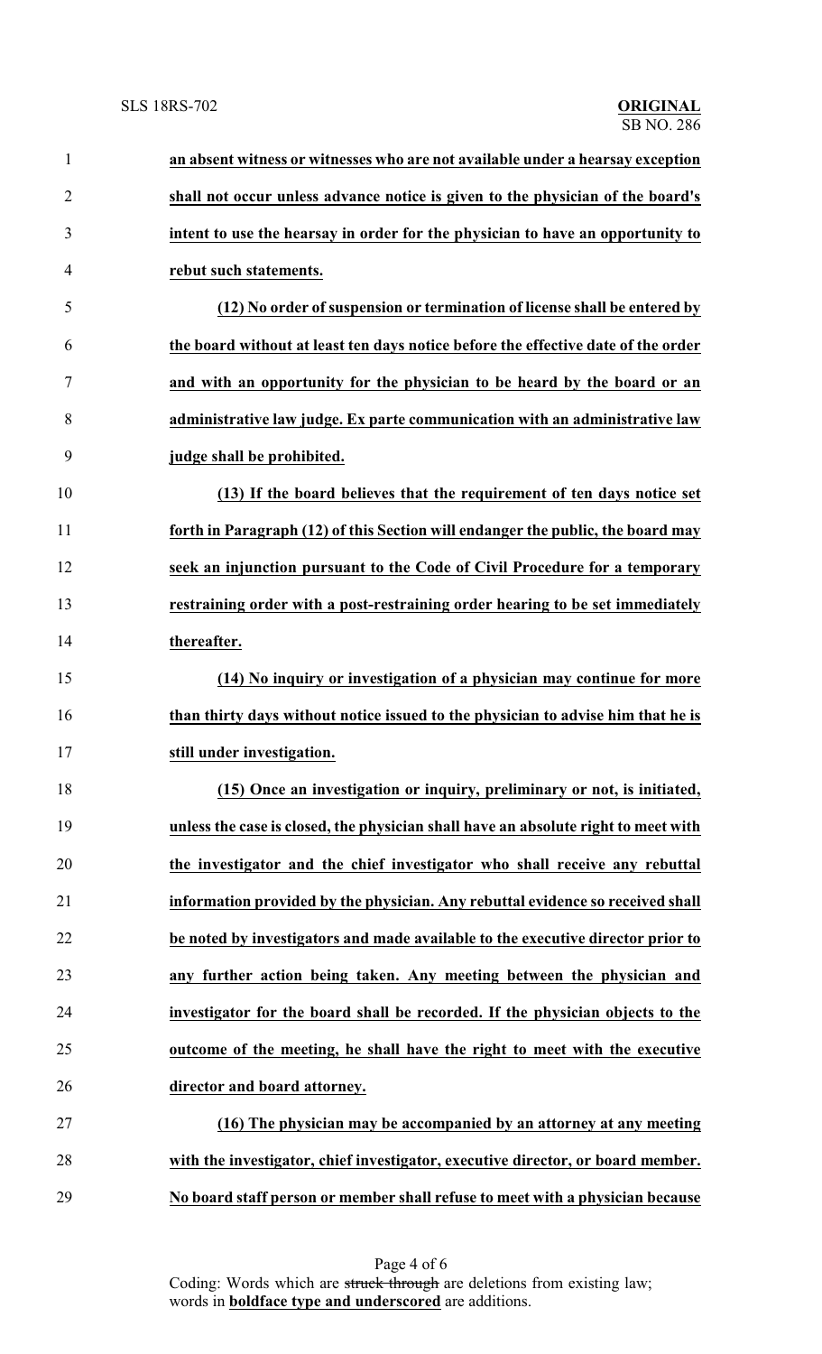**an absent witness or witnesses who are not available under a hearsay exception shall not occur unless advance notice is given to the physician of the board's intent to use the hearsay in order for the physician to have an opportunity to rebut such statements.**

**(12) No order of suspension or termination of license shall be entered by the board without at least ten days notice before the effective date of the order and with an opportunity for the physician to be heard by the board or an administrative law judge. Ex parte communication with an administrative law judge shall be prohibited.**

**(13) If the board believes that the requirement of ten days notice set forth in Paragraph (12) of this Section will endanger the public, the board may seek an injunction pursuant to the Code of Civil Procedure for a temporary restraining order with a post-restraining order hearing to be set immediately thereafter.**

**(14) No inquiry or investigation of a physician may continue for more than thirty days without notice issued to the physician to advise him that he is still under investigation.**

**(15) Once an investigation or inquiry, preliminary or not, is initiated, unless the case is closed, the physician shall have an absolute right to meet with the investigator and the chief investigator who shall receive any rebuttal information provided by the physician. Any rebuttal evidence so received shall be noted by investigators and made available to the executive director prior to any further action being taken. Any meeting between the physician and investigator for the board shall be recorded. If the physician objects to the outcome of the meeting, he shall have the right to meet with the executive director and board attorney.**

**(16) The physician may be accompanied by an attorney at any meeting with the investigator, chief investigator, executive director, or board member. No board staff person or member shall refuse to meet with a physician because**

Coding: Words which are ~~struck through~~ are deletions from existing law; words in **boldface type and underscored** are additions.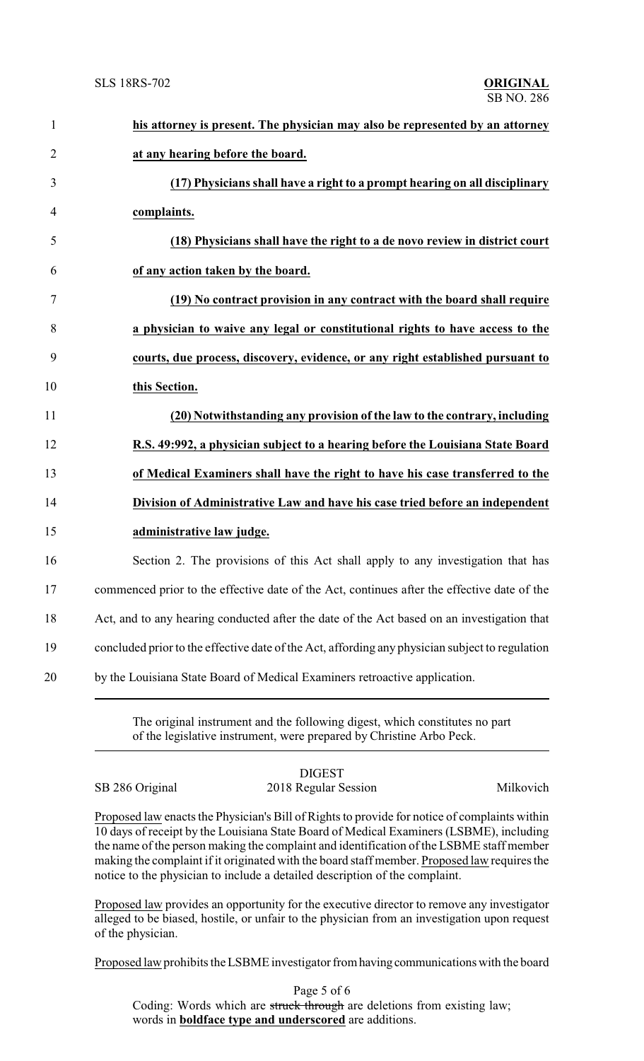**his attorney is present. The physician may also be represented by an attorney at any hearing before the board.**

**(17) Physicians shall have a right to a prompt hearing on all disciplinary complaints.**

**(18) Physicians shall have the right to a de novo review in district court of any action taken by the board.**

**(19) No contract provision in any contract with the board shall require a physician to waive any legal or constitutional rights to have access to the courts, due process, discovery, evidence, or any right established pursuant to this Section.**

**(20) Notwithstanding any provision of the law to the contrary, including R.S. 49:992, a physician subject to a hearing before the Louisiana State Board of Medical Examiners shall have the right to have his case transferred to the Division of Administrative Law and have his case tried before an independent administrative law judge.**

Section 2. The provisions of this Act shall apply to any investigation that has commenced prior to the effective date of the Act, continues after the effective date of the Act, and to any hearing conducted after the date of the Act based on an investigation that concluded prior to the effective date of the Act, affording any physician subject to regulation by the Louisiana State Board of Medical Examiners retroactive application.

---

The original instrument and the following digest, which constitutes no part of the legislative instrument, were prepared by Christine Arbo Peck.

DIGEST

SB 286 Original — 2018 Regular Session — Milkovich

Proposed law enacts the Physician's Bill of Rights to provide for notice of complaints within 10 days of receipt by the Louisiana State Board of Medical Examiners (LSBME), including the name of the person making the complaint and identification of the LSBME staff member making the complaint if it originated with the board staff member. Proposed law requires the notice to the physician to include a detailed description of the complaint.

Proposed law provides an opportunity for the executive director to remove any investigator alleged to be biased, hostile, or unfair to the physician from an investigation upon request of the physician.

Proposed law prohibits the LSBME investigator from having communications with the board

Coding: Words which are ~~struck through~~ are deletions from existing law; words in **boldface type and underscored** are additions.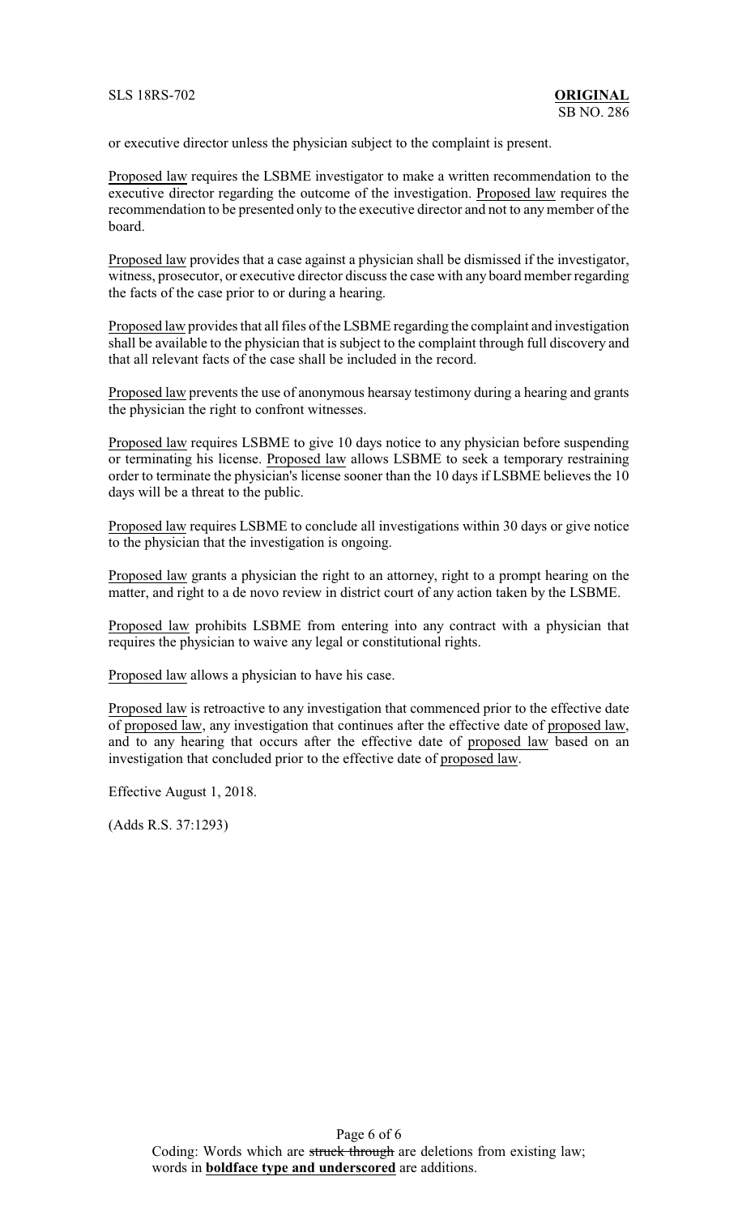or executive director unless the physician subject to the complaint is present.

Proposed law requires the LSBME investigator to make a written recommendation to the executive director regarding the outcome of the investigation. Proposed law requires the recommendation to be presented only to the executive director and not to any member of the board.

Proposed law provides that a case against a physician shall be dismissed if the investigator, witness, prosecutor, or executive director discuss the case with any board member regarding the facts of the case prior to or during a hearing.

Proposed law provides that all files of the LSBME regarding the complaint and investigation shall be available to the physician that is subject to the complaint through full discovery and that all relevant facts of the case shall be included in the record.

Proposed law prevents the use of anonymous hearsay testimony during a hearing and grants the physician the right to confront witnesses.

Proposed law requires LSBME to give 10 days notice to any physician before suspending or terminating his license. Proposed law allows LSBME to seek a temporary restraining order to terminate the physician's license sooner than the 10 days if LSBME believes the 10 days will be a threat to the public.

Proposed law requires LSBME to conclude all investigations within 30 days or give notice to the physician that the investigation is ongoing.

Proposed law grants a physician the right to an attorney, right to a prompt hearing on the matter, and right to a de novo review in district court of any action taken by the LSBME.

Proposed law prohibits LSBME from entering into any contract with a physician that requires the physician to waive any legal or constitutional rights.

Proposed law allows a physician to have his case.

Proposed law is retroactive to any investigation that commenced prior to the effective date of proposed law, any investigation that continues after the effective date of proposed law, and to any hearing that occurs after the effective date of proposed law based on an investigation that concluded prior to the effective date of proposed law.

Effective August 1, 2018.

(Adds R.S. 37:1293)